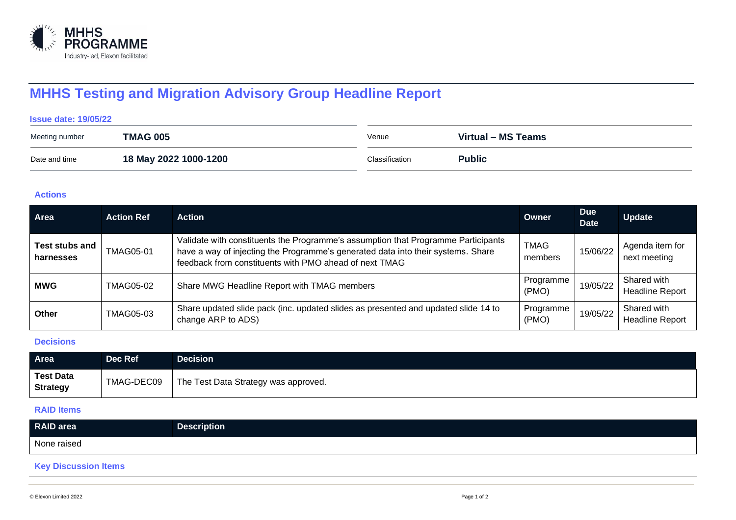# MHHS Testing and Migration Advisory Group Headline Report

**Issue date: 19/05/22**

| | | | |
|---|---|---|---|
| Meeting number | **TMAG 005** | Venue | **Virtual – MS Teams** |
| Date and time | **18 May 2022 1000-1200** | Classification | **Public** |

### Actions

| Area | Action Ref | Action | Owner | Due Date | Update |
|---|---|---|---|---|---|
| **Test stubs and harnesses** | TMAG05-01 | Validate with constituents the Programme's assumption that Programme Participants have a way of injecting the Programme's generated data into their systems. Share feedback from constituents with PMO ahead of next TMAG | TMAG members | 15/06/22 | Agenda item for next meeting |
| **MWG** | TMAG05-02 | Share MWG Headline Report with TMAG members | Programme (PMO) | 19/05/22 | Shared with Headline Report |
| **Other** | TMAG05-03 | Share updated slide pack (inc. updated slides as presented and updated slide 14 to change ARP to ADS) | Programme (PMO) | 19/05/22 | Shared with Headline Report |

### Decisions

| Area | Dec Ref | Decision |
|---|---|---|
| **Test Data Strategy** | TMAG-DEC09 | The Test Data Strategy was approved. |

### RAID Items

| RAID area | Description |
|---|---|
| None raised | |

### Key Discussion Items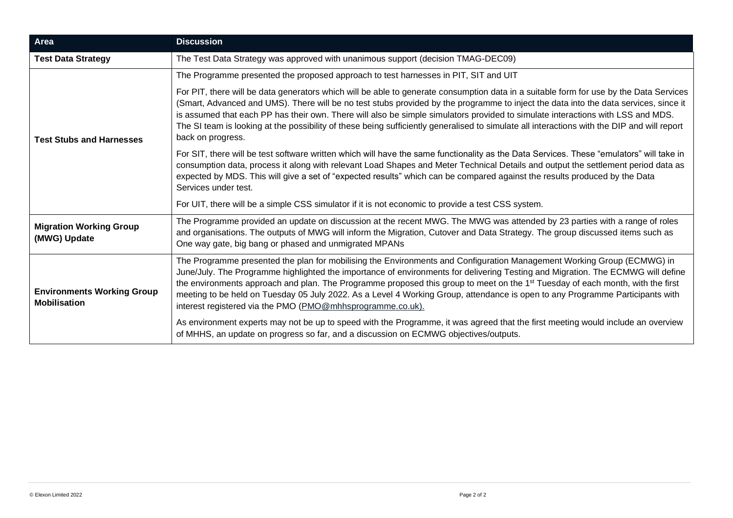| Area | Discussion |
|---|---|
| **Test Data Strategy** | The Test Data Strategy was approved with unanimous support (decision TMAG-DEC09) |
| **Test Stubs and Harnesses** | The Programme presented the proposed approach to test harnesses in PIT, SIT and UIT<br><br>For PIT, there will be data generators which will be able to generate consumption data in a suitable form for use by the Data Services (Smart, Advanced and UMS). There will be no test stubs provided by the programme to inject the data into the data services, since it is assumed that each PP has their own. There will also be simple simulators provided to simulate interactions with LSS and MDS. The SI team is looking at the possibility of these being sufficiently generalised to simulate all interactions with the DIP and will report back on progress.<br><br>For SIT, there will be test software written which will have the same functionality as the Data Services. These "emulators" will take in consumption data, process it along with relevant Load Shapes and Meter Technical Details and output the settlement period data as expected by MDS. This will give a set of "expected results" which can be compared against the results produced by the Data Services under test.<br><br>For UIT, there will be a simple CSS simulator if it is not economic to provide a test CSS system. |
| **Migration Working Group (MWG) Update** | The Programme provided an update on discussion at the recent MWG. The MWG was attended by 23 parties with a range of roles and organisations. The outputs of MWG will inform the Migration, Cutover and Data Strategy. The group discussed items such as One way gate, big bang or phased and unmigrated MPANs |
| **Environments Working Group Mobilisation** | The Programme presented the plan for mobilising the Environments and Configuration Management Working Group (ECMWG) in June/July. The Programme highlighted the importance of environments for delivering Testing and Migration. The ECMWG will define the environments approach and plan. The Programme proposed this group to meet on the 1st Tuesday of each month, with the first meeting to be held on Tuesday 05 July 2022. As a Level 4 Working Group, attendance is open to any Programme Participants with interest registered via the PMO (PMO@mhhsprogramme.co.uk).<br><br>As environment experts may not be up to speed with the Programme, it was agreed that the first meeting would include an overview of MHHS, an update on progress so far, and a discussion on ECMWG objectives/outputs. |